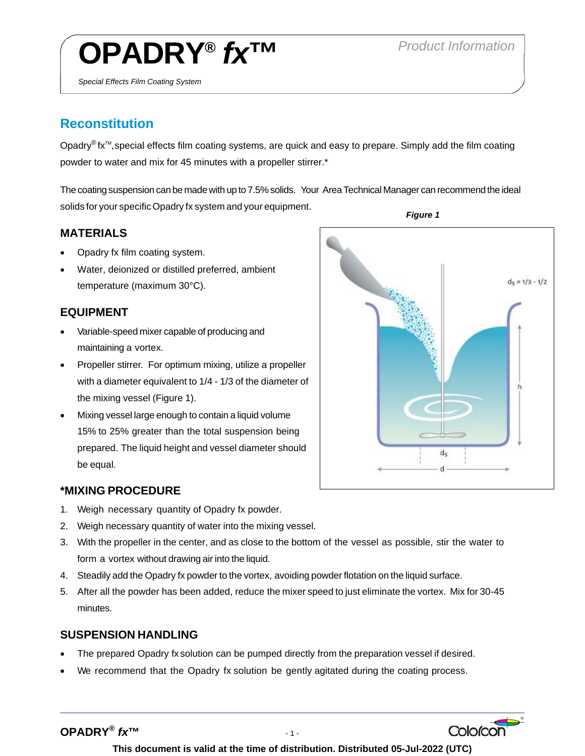# OPADRY® *fx*™

*Special Effects Film Coating System*

Product Information

## Reconstitution

Opadry® fx™, special effects film coating systems, are quick and easy to prepare. Simply add the film coating powder to water and mix for 45 minutes with a propeller stirrer.*

The coating suspension can be made with up to 7.5% solids. Your Area Technical Manager can recommend the ideal solids for your specific Opadry fx system and your equipment.

### MATERIALS

- Opadry fx film coating system.
- Water, deionized or distilled preferred, ambient temperature (maximum 30°C).

### EQUIPMENT

- Variable-speed mixer capable of producing and maintaining a vortex.
- Propeller stirrer. For optimum mixing, utilize a propeller with a diameter equivalent to 1/4 - 1/3 of the diameter of the mixing vessel (Figure 1).
- Mixing vessel large enough to contain a liquid volume 15% to 25% greater than the total suspension being prepared. The liquid height and vessel diameter should be equal.

***Figure 1***

$d_s$ = 1/3 - 1/2

### *MIXING PROCEDURE

1. Weigh necessary quantity of Opadry fx powder.
2. Weigh necessary quantity of water into the mixing vessel.
3. With the propeller in the center, and as close to the bottom of the vessel as possible, stir the water to form a vortex without drawing air into the liquid.
4. Steadily add the Opadry fx powder to the vortex, avoiding powder flotation on the liquid surface.
5. After all the powder has been added, reduce the mixer speed to just eliminate the vortex. Mix for 30-45 minutes.

### SUSPENSION HANDLING

- The prepared Opadry fx solution can be pumped directly from the preparation vessel if desired.
- We recommend that the Opadry fx solution be gently agitated during the coating process.

**This document is valid at the time of distribution. Distributed 05-Jul-2022 (UTC)**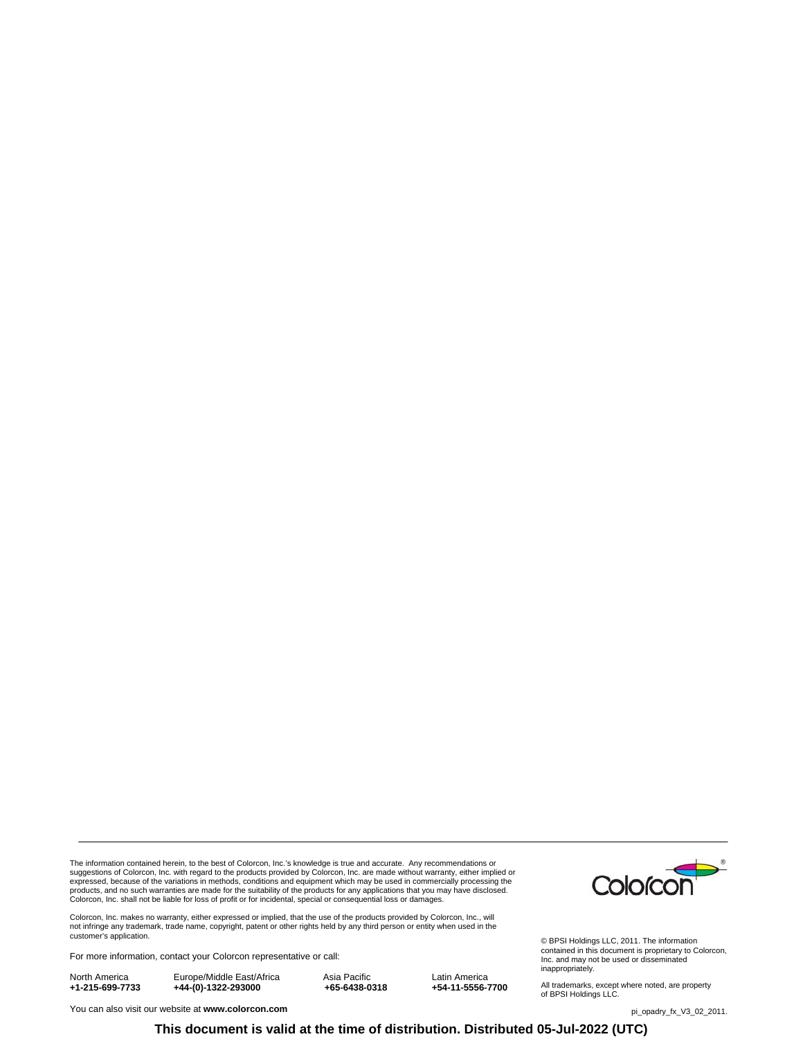The information contained herein, to the best of Colorcon, Inc.'s knowledge is true and accurate. Any recommendations or suggestions of Colorcon, Inc. with regard to the products provided by Colorcon, Inc. are made without warranty, either implied or expressed, because of the variations in methods, conditions and equipment which may be used in commercially processing the products, and no such warranties are made for the suitability of the products for any applications that you may have disclosed. Colorcon, Inc. shall not be liable for loss of profit or for incidental, special or consequential loss or damages.

Colorcon, Inc. makes no warranty, either expressed or implied, that the use of the products provided by Colorcon, Inc., will not infringe any trademark, trade name, copyright, patent or other rights held by any third person or entity when used in the customer's application.

For more information, contact your Colorcon representative or call:

| North America | Europe/Middle East/Africa | Asia Pacific | Latin America |
|---|---|---|---|
| **+1-215-699-7733** | **+44-(0)-1322-293000** | **+65-6438-0318** | **+54-11-5556-7700** |

You can also visit our website at **www.colorcon.com**

© BPSI Holdings LLC, 2011. The information contained in this document is proprietary to Colorcon, Inc. and may not be used or disseminated inappropriately.

All trademarks, except where noted, are property of BPSI Holdings LLC.

pi_opadry_fx_V3_02_2011.

**This document is valid at the time of distribution. Distributed 05-Jul-2022 (UTC)**